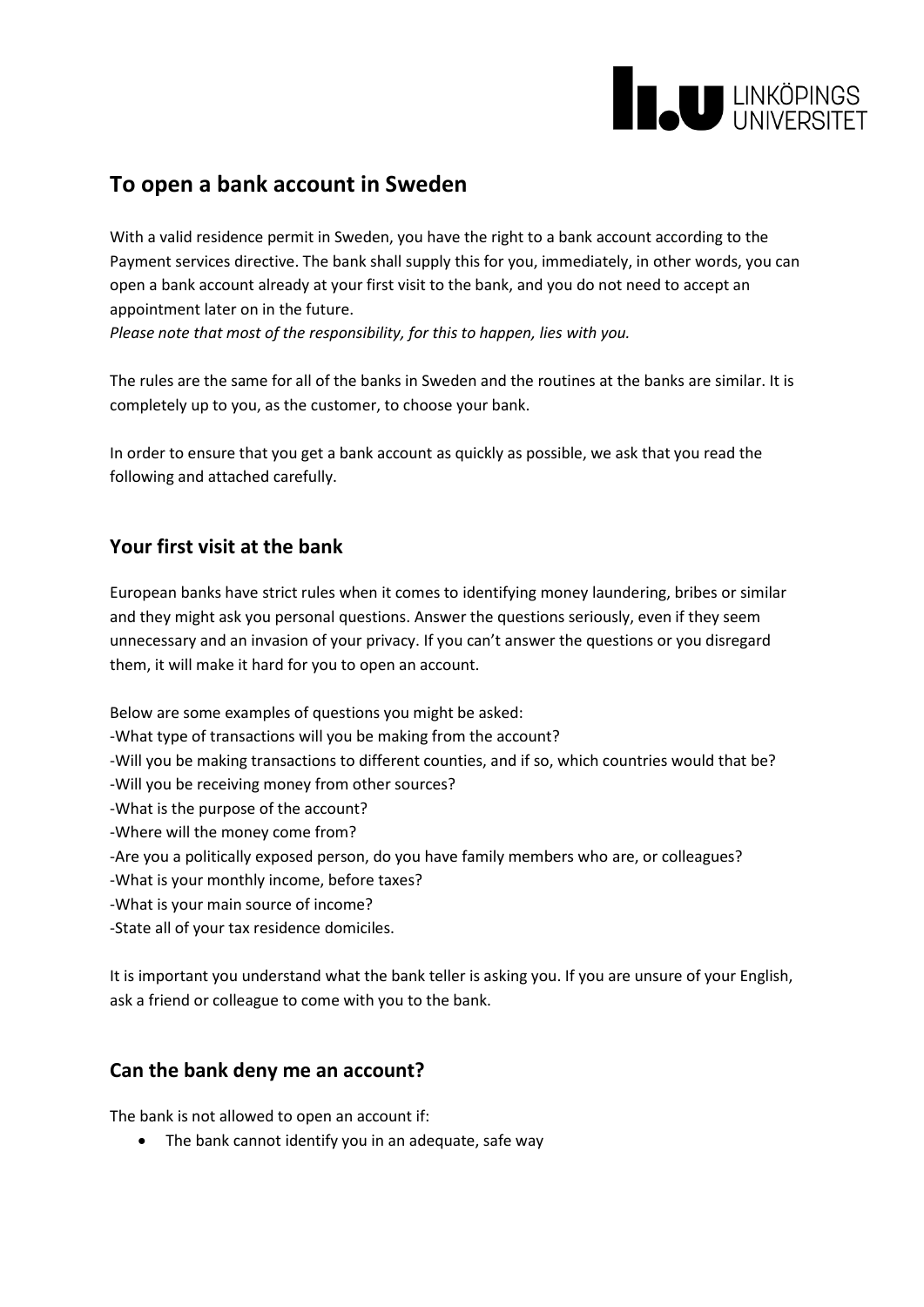# To open a bank account in Sweden

With a valid residence permit in Sweden, you have the right to a bank account according to the Payment services directive. The bank shall supply this for you, immediately, in other words, you can open a bank account already at your first visit to the bank, and you do not need to accept an appointment later on in the future.
*Please note that most of the responsibility, for this to happen, lies with you.*

The rules are the same for all of the banks in Sweden and the routines at the banks are similar. It is completely up to you, as the customer, to choose your bank.

In order to ensure that you get a bank account as quickly as possible, we ask that you read the following and attached carefully.

## Your first visit at the bank

European banks have strict rules when it comes to identifying money laundering, bribes or similar and they might ask you personal questions. Answer the questions seriously, even if they seem unnecessary and an invasion of your privacy. If you can't answer the questions or you disregard them, it will make it hard for you to open an account.

Below are some examples of questions you might be asked:
-What type of transactions will you be making from the account?
-Will you be making transactions to different counties, and if so, which countries would that be?
-Will you be receiving money from other sources?
-What is the purpose of the account?
-Where will the money come from?
-Are you a politically exposed person, do you have family members who are, or colleagues?
-What is your monthly income, before taxes?
-What is your main source of income?
-State all of your tax residence domiciles.

It is important you understand what the bank teller is asking you. If you are unsure of your English, ask a friend or colleague to come with you to the bank.

## Can the bank deny me an account?

The bank is not allowed to open an account if:

- The bank cannot identify you in an adequate, safe way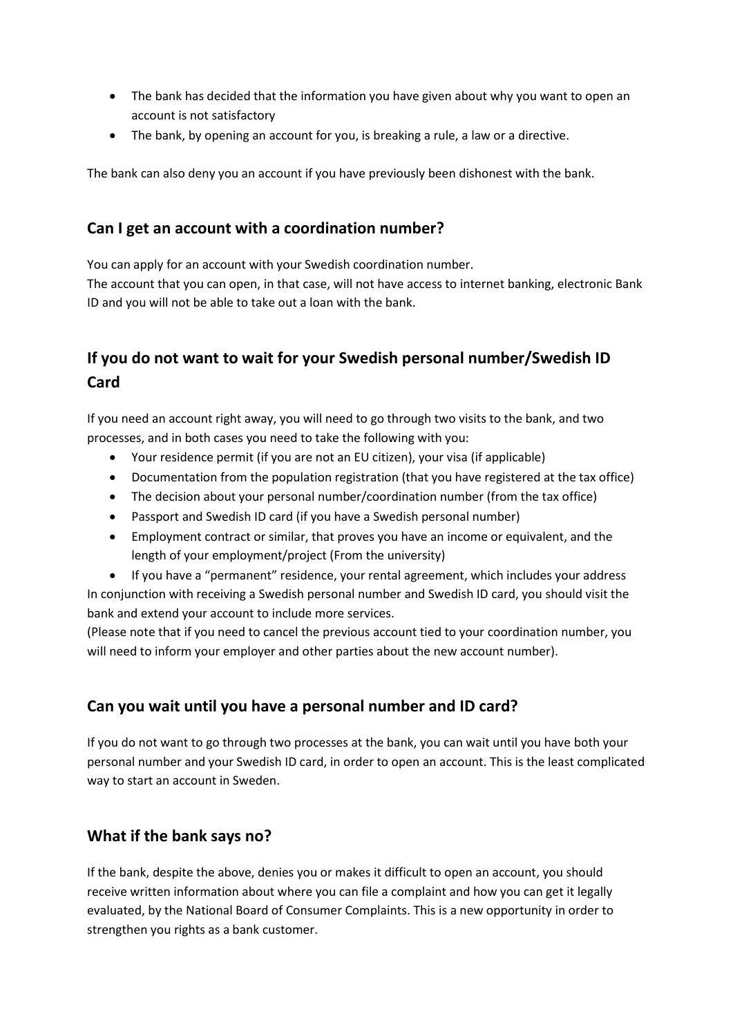- The bank has decided that the information you have given about why you want to open an account is not satisfactory
- The bank, by opening an account for you, is breaking a rule, a law or a directive.

The bank can also deny you an account if you have previously been dishonest with the bank.

## Can I get an account with a coordination number?

You can apply for an account with your Swedish coordination number.
The account that you can open, in that case, will not have access to internet banking, electronic Bank ID and you will not be able to take out a loan with the bank.

## If you do not want to wait for your Swedish personal number/Swedish ID Card

If you need an account right away, you will need to go through two visits to the bank, and two processes, and in both cases you need to take the following with you:

- Your residence permit (if you are not an EU citizen), your visa (if applicable)
- Documentation from the population registration (that you have registered at the tax office)
- The decision about your personal number/coordination number (from the tax office)
- Passport and Swedish ID card (if you have a Swedish personal number)
- Employment contract or similar, that proves you have an income or equivalent, and the length of your employment/project (From the university)
- If you have a "permanent" residence, your rental agreement, which includes your address

In conjunction with receiving a Swedish personal number and Swedish ID card, you should visit the bank and extend your account to include more services.
(Please note that if you need to cancel the previous account tied to your coordination number, you will need to inform your employer and other parties about the new account number).

## Can you wait until you have a personal number and ID card?

If you do not want to go through two processes at the bank, you can wait until you have both your personal number and your Swedish ID card, in order to open an account. This is the least complicated way to start an account in Sweden.

## What if the bank says no?

If the bank, despite the above, denies you or makes it difficult to open an account, you should receive written information about where you can file a complaint and how you can get it legally evaluated, by the National Board of Consumer Complaints. This is a new opportunity in order to strengthen you rights as a bank customer.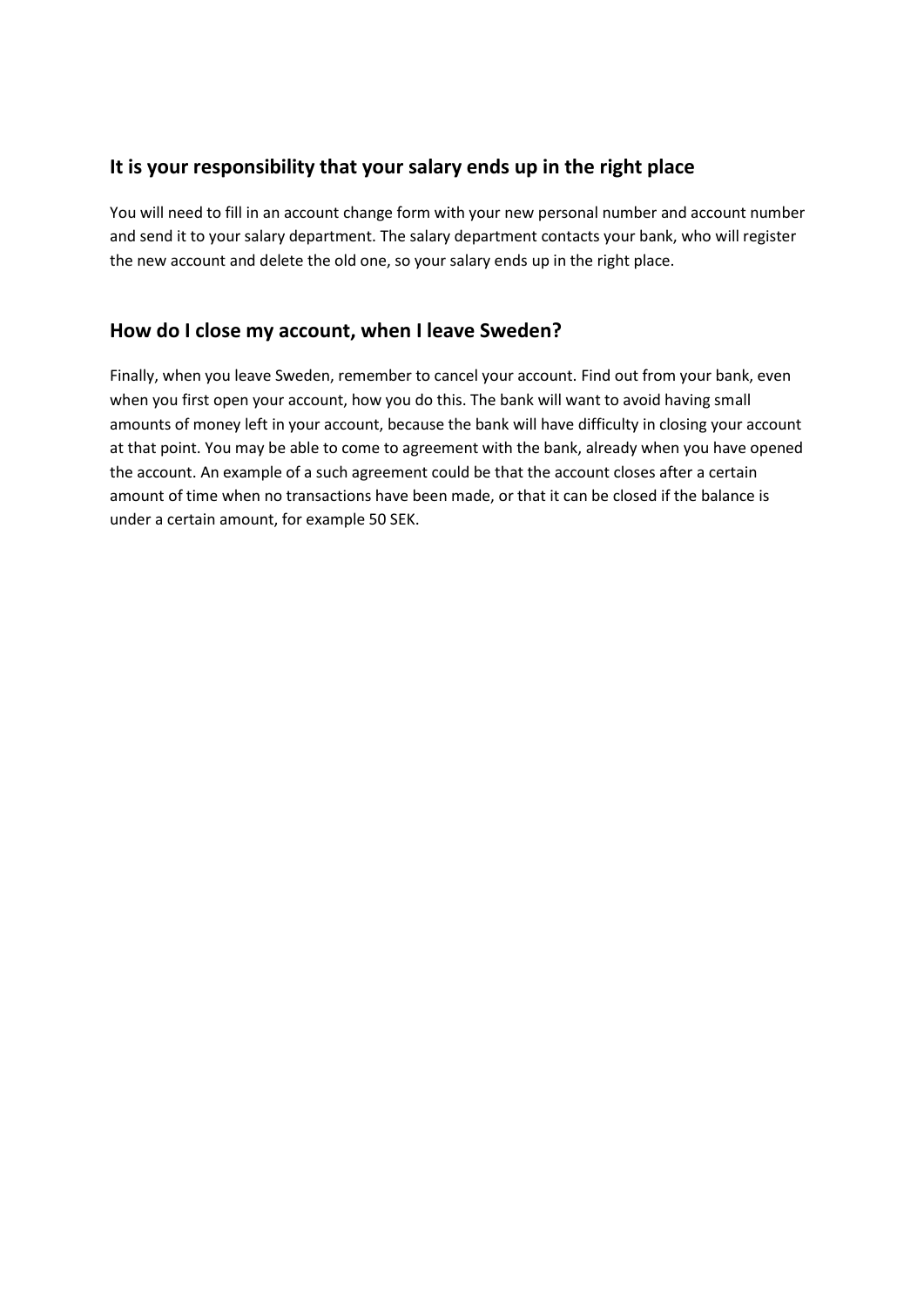## It is your responsibility that your salary ends up in the right place

You will need to fill in an account change form with your new personal number and account number and send it to your salary department. The salary department contacts your bank, who will register the new account and delete the old one, so your salary ends up in the right place.

## How do I close my account, when I leave Sweden?

Finally, when you leave Sweden, remember to cancel your account. Find out from your bank, even when you first open your account, how you do this. The bank will want to avoid having small amounts of money left in your account, because the bank will have difficulty in closing your account at that point. You may be able to come to agreement with the bank, already when you have opened the account. An example of a such agreement could be that the account closes after a certain amount of time when no transactions have been made, or that it can be closed if the balance is under a certain amount, for example 50 SEK.